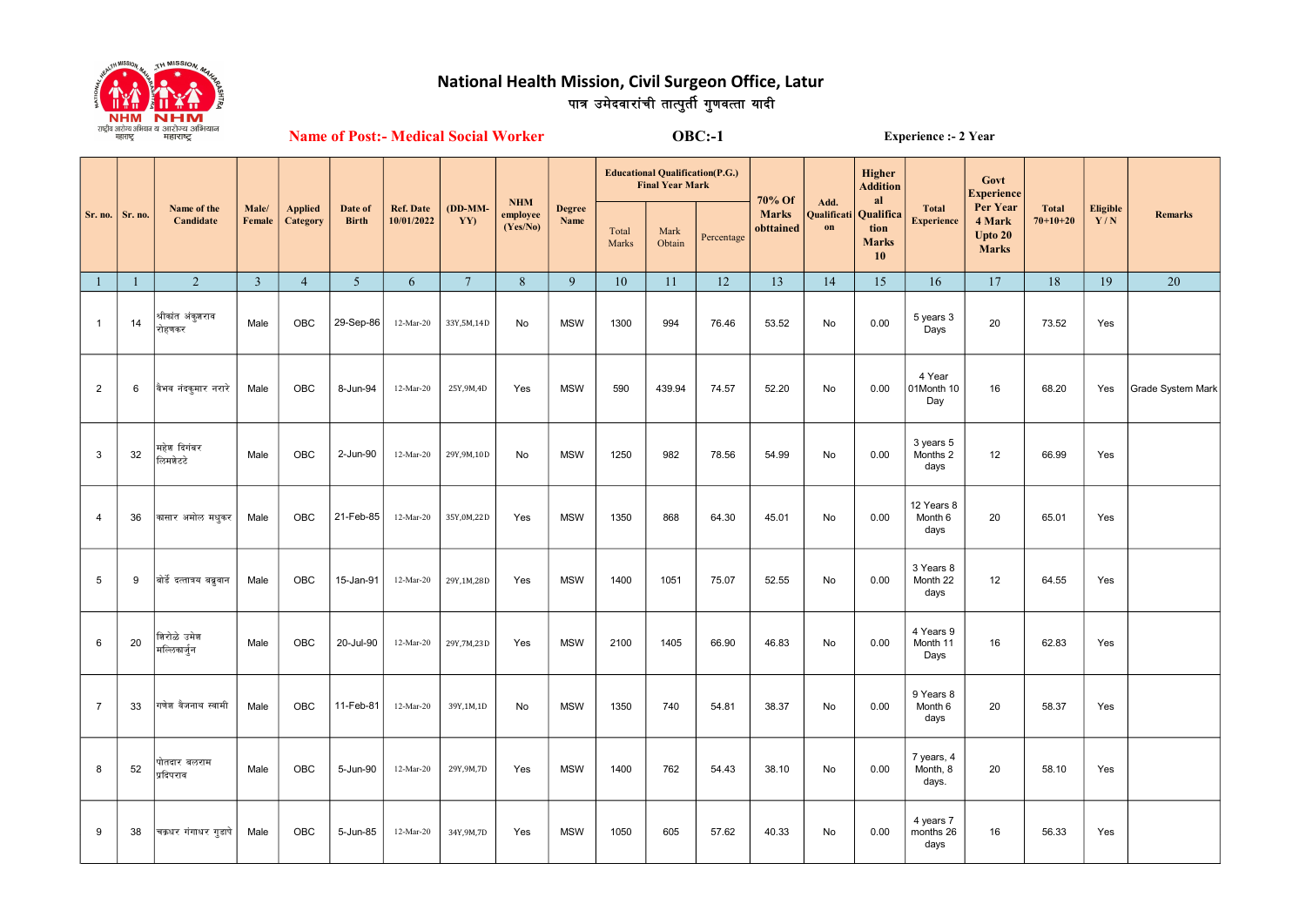# National Health Mission, Civil Surgeon Office, Latur

## पात्र उमेदवारांची तात्पुर्ती गुणवत्ता यादी

**Name of Post:- Medical Social Worker** **OBC:-1** **Experience :- 2 Year**

| Sr. no. | Sr. no. | Name of the Candidate | Male/ Female | Applied Category | Date of Birth | Ref. Date 10/01/2022 | (DD-MM-YY) | NHM employee (Yes/No) | Degree Name | Educational Qualification(P.G.) Final Year Mark | | | 70% Of Marks obttained | Add. Qualification | Higher Additional Qualification Marks 10 | Total Experience | Govt Experience Per Year 4 Mark Upto 20 Marks | Total 70+10+20 | Eligible Y / N | Remarks |
|---|---|---|---|---|---|---|---|---|---|---|---|---|---|---|---|---|---|---|---|---|
| | | | | | | | | | | Total Marks | Mark Obtain | Percentage | | | | | | | | |
| 1 | 1 | 2 | 3 | 4 | 5 | 6 | 7 | 8 | 9 | 10 | 11 | 12 | 13 | 14 | 15 | 16 | 17 | 18 | 19 | 20 |
| 1 | 14 | श्रीकांत अंकुशराव रोहणकर | Male | OBC | 29-Sep-86 | 12-Mar-20 | 33Y,5M,14D | No | MSW | 1300 | 994 | 76.46 | 53.52 | No | 0.00 | 5 years 3 Days | 20 | 73.52 | Yes | |
| 2 | 6 | वैभव नंदकुमार नरारे | Male | OBC | 8-Jun-94 | 12-Mar-20 | 25Y,9M,4D | Yes | MSW | 590 | 439.94 | 74.57 | 52.20 | No | 0.00 | 4 Year 01Month 10 Day | 16 | 68.20 | Yes | Grade System Mark |
| 3 | 32 | महेश दिगंबर लिमशेटे | Male | OBC | 2-Jun-90 | 12-Mar-20 | 29Y,9M,10D | No | MSW | 1250 | 982 | 78.56 | 54.99 | No | 0.00 | 3 years 5 Months 2 days | 12 | 66.99 | Yes | |
| 4 | 36 | कासार अमोल मधुकर | Male | OBC | 21-Feb-85 | 12-Mar-20 | 35Y,0M,22D | Yes | MSW | 1350 | 868 | 64.30 | 45.01 | No | 0.00 | 12 Years 8 Month 6 days | 20 | 65.01 | Yes | |
| 5 | 9 | बोर्डे दत्तात्रय बब्रुवान | Male | OBC | 15-Jan-91 | 12-Mar-20 | 29Y,1M,28D | Yes | MSW | 1400 | 1051 | 75.07 | 52.55 | No | 0.00 | 3 Years 8 Month 22 days | 12 | 64.55 | Yes | |
| 6 | 20 | शिरोळे उमेश मल्लिकार्जुन | Male | OBC | 20-Jul-90 | 12-Mar-20 | 29Y,7M,23D | Yes | MSW | 2100 | 1405 | 66.90 | 46.83 | No | 0.00 | 4 Years 9 Month 11 Days | 16 | 62.83 | Yes | |
| 7 | 33 | गणेश वैजनाथ स्वामी | Male | OBC | 11-Feb-81 | 12-Mar-20 | 39Y,1M,1D | No | MSW | 1350 | 740 | 54.81 | 38.37 | No | 0.00 | 9 Years 8 Month 6 days | 20 | 58.37 | Yes | |
| 8 | 52 | पोतदार बलराम प्रदिपराव | Male | OBC | 5-Jun-90 | 12-Mar-20 | 29Y,9M,7D | Yes | MSW | 1400 | 762 | 54.43 | 38.10 | No | 0.00 | 7 years, 4 Month, 8 days. | 20 | 58.10 | Yes | |
| 9 | 38 | चक्रधर गंगाधर गुडापे | Male | OBC | 5-Jun-85 | 12-Mar-20 | 34Y,9M,7D | Yes | MSW | 1050 | 605 | 57.62 | 40.33 | No | 0.00 | 4 years 7 months 26 days | 16 | 56.33 | Yes | |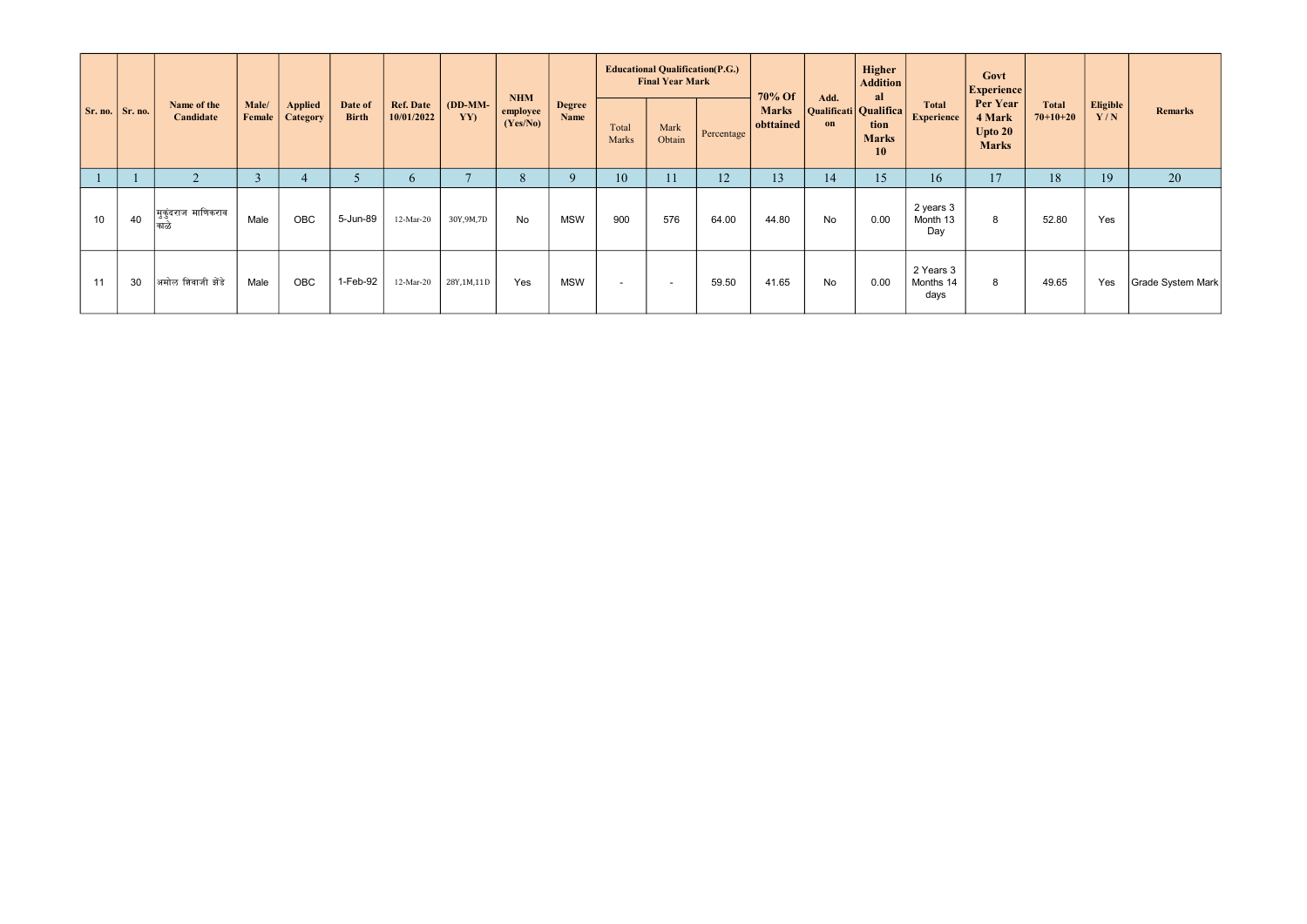| Sr. no. | Sr. no. | Name of the Candidate | Male/ Female | Applied Category | Date of Birth | Ref. Date 10/01/2022 | (DD-MM-YY) | NHM employee (Yes/No) | Degree Name | Educational Qualification(P.G.) Final Year Mark | | | 70% Of Marks obttained | Add. Qualification | Higher Additional Qualification Marks 10 | Total Experience | Govt Experience Per Year 4 Mark Upto 20 Marks | Total 70+10+20 | Eligible Y / N | Remarks |
|---|---|---|---|---|---|---|---|---|---|---|---|---|---|---|---|---|---|---|---|---|
| | | | | | | | | | | Total Marks | Mark Obtain | Percentage | | | | | | | | |
| 1 | 1 | 2 | 3 | 4 | 5 | 6 | 7 | 8 | 9 | 10 | 11 | 12 | 13 | 14 | 15 | 16 | 17 | 18 | 19 | 20 |
| 10 | 40 | मुकुंदराज माणिकराव काळे | Male | OBC | 5-Jun-89 | 12-Mar-20 | 30Y,9M,7D | No | MSW | 900 | 576 | 64.00 | 44.80 | No | 0.00 | 2 years 3 Month 13 Day | 8 | 52.80 | Yes | |
| 11 | 30 | अमोल शिवाजी झेंडे | Male | OBC | 1-Feb-92 | 12-Mar-20 | 28Y,1M,11D | Yes | MSW | - | - | 59.50 | 41.65 | No | 0.00 | 2 Years 3 Months 14 days | 8 | 49.65 | Yes | Grade System Mark |